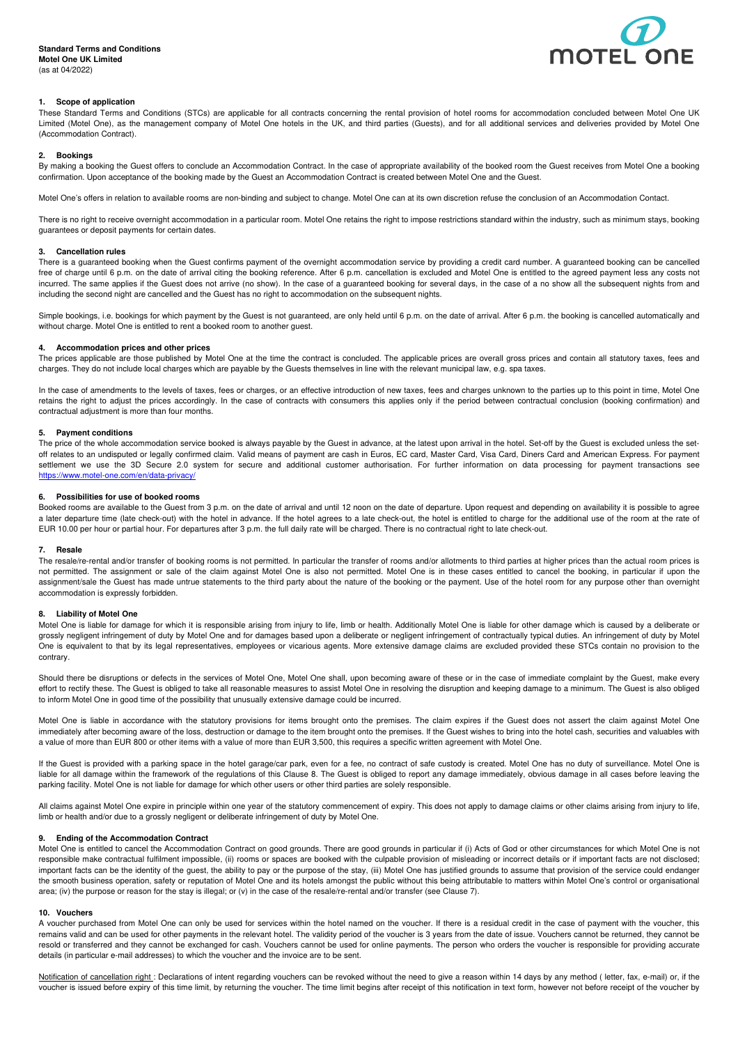**Standard Terms and Conditions**
**Motel One UK Limited**
(as at 04/2022)

MOTEL ONE

## 1. Scope of application

These Standard Terms and Conditions (STCs) are applicable for all contracts concerning the rental provision of hotel rooms for accommodation concluded between Motel One UK Limited (Motel One), as the management company of Motel One hotels in the UK, and third parties (Guests), and for all additional services and deliveries provided by Motel One (Accommodation Contract).

## 2. Bookings

By making a booking the Guest offers to conclude an Accommodation Contract. In the case of appropriate availability of the booked room the Guest receives from Motel One a booking confirmation. Upon acceptance of the booking made by the Guest an Accommodation Contract is created between Motel One and the Guest.

Motel One's offers in relation to available rooms are non-binding and subject to change. Motel One can at its own discretion refuse the conclusion of an Accommodation Contact.

There is no right to receive overnight accommodation in a particular room. Motel One retains the right to impose restrictions standard within the industry, such as minimum stays, booking guarantees or deposit payments for certain dates.

## 3. Cancellation rules

There is a guaranteed booking when the Guest confirms payment of the overnight accommodation service by providing a credit card number. A guaranteed booking can be cancelled free of charge until 6 p.m. on the date of arrival citing the booking reference. After 6 p.m. cancellation is excluded and Motel One is entitled to the agreed payment less any costs not incurred. The same applies if the Guest does not arrive (no show). In the case of a guaranteed booking for several days, in the case of a no show all the subsequent nights from and including the second night are cancelled and the Guest has no right to accommodation on the subsequent nights.

Simple bookings, i.e. bookings for which payment by the Guest is not guaranteed, are only held until 6 p.m. on the date of arrival. After 6 p.m. the booking is cancelled automatically and without charge. Motel One is entitled to rent a booked room to another guest.

## 4. Accommodation prices and other prices

The prices applicable are those published by Motel One at the time the contract is concluded. The applicable prices are overall gross prices and contain all statutory taxes, fees and charges. They do not include local charges which are payable by the Guests themselves in line with the relevant municipal law, e.g. spa taxes.

In the case of amendments to the levels of taxes, fees or charges, or an effective introduction of new taxes, fees and charges unknown to the parties up to this point in time, Motel One retains the right to adjust the prices accordingly. In the case of contracts with consumers this applies only if the period between contractual conclusion (booking confirmation) and contractual adjustment is more than four months.

## 5. Payment conditions

The price of the whole accommodation service booked is always payable by the Guest in advance, at the latest upon arrival in the hotel. Set-off by the Guest is excluded unless the set-off relates to an undisputed or legally confirmed claim. Valid means of payment are cash in Euros, EC card, Master Card, Visa Card, Diners Card and American Express. For payment settlement we use the 3D Secure 2.0 system for secure and additional customer authorisation. For further information on data processing for payment transactions see https://www.motel-one.com/en/data-privacy/

## 6. Possibilities for use of booked rooms

Booked rooms are available to the Guest from 3 p.m. on the date of arrival and until 12 noon on the date of departure. Upon request and depending on availability it is possible to agree a later departure time (late check-out) with the hotel in advance. If the hotel agrees to a late check-out, the hotel is entitled to charge for the additional use of the room at the rate of EUR 10.00 per hour or partial hour. For departures after 3 p.m. the full daily rate will be charged. There is no contractual right to late check-out.

## 7. Resale

The resale/re-rental and/or transfer of booking rooms is not permitted. In particular the transfer of rooms and/or allotments to third parties at higher prices than the actual room prices is not permitted. The assignment or sale of the claim against Motel One is also not permitted. Motel One is in these cases entitled to cancel the booking, in particular if upon the assignment/sale the Guest has made untrue statements to the third party about the nature of the booking or the payment. Use of the hotel room for any purpose other than overnight accommodation is expressly forbidden.

## 8. Liability of Motel One

Motel One is liable for damage for which it is responsible arising from injury to life, limb or health. Additionally Motel One is liable for other damage which is caused by a deliberate or grossly negligent infringement of duty by Motel One and for damages based upon a deliberate or negligent infringement of contractually typical duties. An infringement of duty by Motel One is equivalent to that by its legal representatives, employees or vicarious agents. More extensive damage claims are excluded provided these STCs contain no provision to the contrary.

Should there be disruptions or defects in the services of Motel One, Motel One shall, upon becoming aware of these or in the case of immediate complaint by the Guest, make every effort to rectify these. The Guest is obliged to take all reasonable measures to assist Motel One in resolving the disruption and keeping damage to a minimum. The Guest is also obliged to inform Motel One in good time of the possibility that unusually extensive damage could be incurred.

Motel One is liable in accordance with the statutory provisions for items brought onto the premises. The claim expires if the Guest does not assert the claim against Motel One immediately after becoming aware of the loss, destruction or damage to the item brought onto the premises. If the Guest wishes to bring into the hotel cash, securities and valuables with a value of more than EUR 800 or other items with a value of more than EUR 3,500, this requires a specific written agreement with Motel One.

If the Guest is provided with a parking space in the hotel garage/car park, even for a fee, no contract of safe custody is created. Motel One has no duty of surveillance. Motel One is liable for all damage within the framework of the regulations of this Clause 8. The Guest is obliged to report any damage immediately, obvious damage in all cases before leaving the parking facility. Motel One is not liable for damage for which other users or other third parties are solely responsible.

All claims against Motel One expire in principle within one year of the statutory commencement of expiry. This does not apply to damage claims or other claims arising from injury to life, limb or health and/or due to a grossly negligent or deliberate infringement of duty by Motel One.

## 9. Ending of the Accommodation Contract

Motel One is entitled to cancel the Accommodation Contract on good grounds. There are good grounds in particular if (i) Acts of God or other circumstances for which Motel One is not responsible make contractual fulfilment impossible, (ii) rooms or spaces are booked with the culpable provision of misleading or incorrect details or if important facts are not disclosed; important facts can be the identity of the guest, the ability to pay or the purpose of the stay, (iii) Motel One has justified grounds to assume that provision of the service could endanger the smooth business operation, safety or reputation of Motel One and its hotels amongst the public without this being attributable to matters within Motel One's control or organisational area; (iv) the purpose or reason for the stay is illegal; or (v) in the case of the resale/re-rental and/or transfer (see Clause 7).

## 10. Vouchers

A voucher purchased from Motel One can only be used for services within the hotel named on the voucher. If there is a residual credit in the case of payment with the voucher, this remains valid and can be used for other payments in the relevant hotel. The validity period of the voucher is 3 years from the date of issue. Vouchers cannot be returned, they cannot be resold or transferred and they cannot be exchanged for cash. Vouchers cannot be used for online payments. The person who orders the voucher is responsible for providing accurate details (in particular e-mail addresses) to which the voucher and the invoice are to be sent.

Notification of cancellation right : Declarations of intent regarding vouchers can be revoked without the need to give a reason within 14 days by any method ( letter, fax, e-mail) or, if the voucher is issued before expiry of this time limit, by returning the voucher. The time limit begins after receipt of this notification in text form, however not before receipt of the voucher by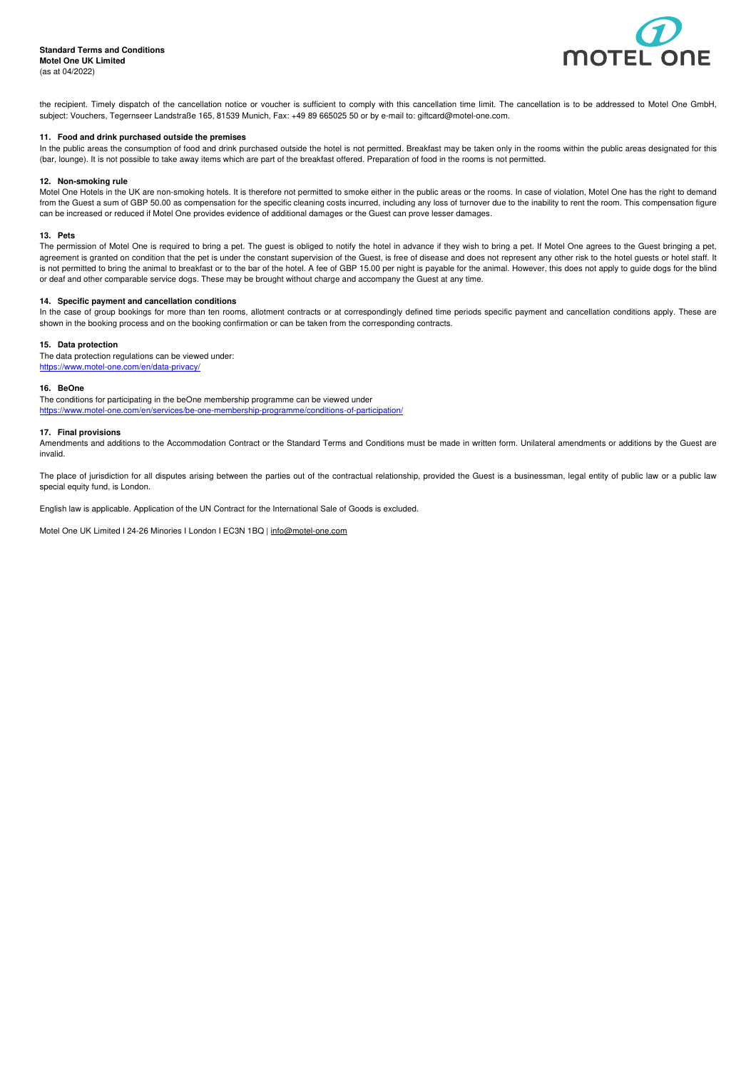the recipient. Timely dispatch of the cancellation notice or voucher is sufficient to comply with this cancellation time limit. The cancellation is to be addressed to Motel One GmbH, subject: Vouchers, Tegernseer Landstraße 165, 81539 Munich, Fax: +49 89 665025 50 or by e-mail to: giftcard@motel-one.com.

### 11. Food and drink purchased outside the premises

In the public areas the consumption of food and drink purchased outside the hotel is not permitted. Breakfast may be taken only in the rooms within the public areas designated for this (bar, lounge). It is not possible to take away items which are part of the breakfast offered. Preparation of food in the rooms is not permitted.

### 12. Non-smoking rule

Motel One Hotels in the UK are non-smoking hotels. It is therefore not permitted to smoke either in the public areas or the rooms. In case of violation, Motel One has the right to demand from the Guest a sum of GBP 50.00 as compensation for the specific cleaning costs incurred, including any loss of turnover due to the inability to rent the room. This compensation figure can be increased or reduced if Motel One provides evidence of additional damages or the Guest can prove lesser damages.

### 13. Pets

The permission of Motel One is required to bring a pet. The guest is obliged to notify the hotel in advance if they wish to bring a pet. If Motel One agrees to the Guest bringing a pet, agreement is granted on condition that the pet is under the constant supervision of the Guest, is free of disease and does not represent any other risk to the hotel guests or hotel staff. It is not permitted to bring the animal to breakfast or to the bar of the hotel. A fee of GBP 15.00 per night is payable for the animal. However, this does not apply to guide dogs for the blind or deaf and other comparable service dogs. These may be brought without charge and accompany the Guest at any time.

### 14. Specific payment and cancellation conditions

In the case of group bookings for more than ten rooms, allotment contracts or at correspondingly defined time periods specific payment and cancellation conditions apply. These are shown in the booking process and on the booking confirmation or can be taken from the corresponding contracts.

### 15. Data protection

The data protection regulations can be viewed under:
https://www.motel-one.com/en/data-privacy/

### 16. BeOne

The conditions for participating in the beOne membership programme can be viewed under
https://www.motel-one.com/en/services/be-one-membership-programme/conditions-of-participation/

### 17. Final provisions

Amendments and additions to the Accommodation Contract or the Standard Terms and Conditions must be made in written form. Unilateral amendments or additions by the Guest are invalid.

The place of jurisdiction for all disputes arising between the parties out of the contractual relationship, provided the Guest is a businessman, legal entity of public law or a public law special equity fund, is London.

English law is applicable. Application of the UN Contract for the International Sale of Goods is excluded.

Motel One UK Limited I 24-26 Minories I London I EC3N 1BQ | info@motel-one.com